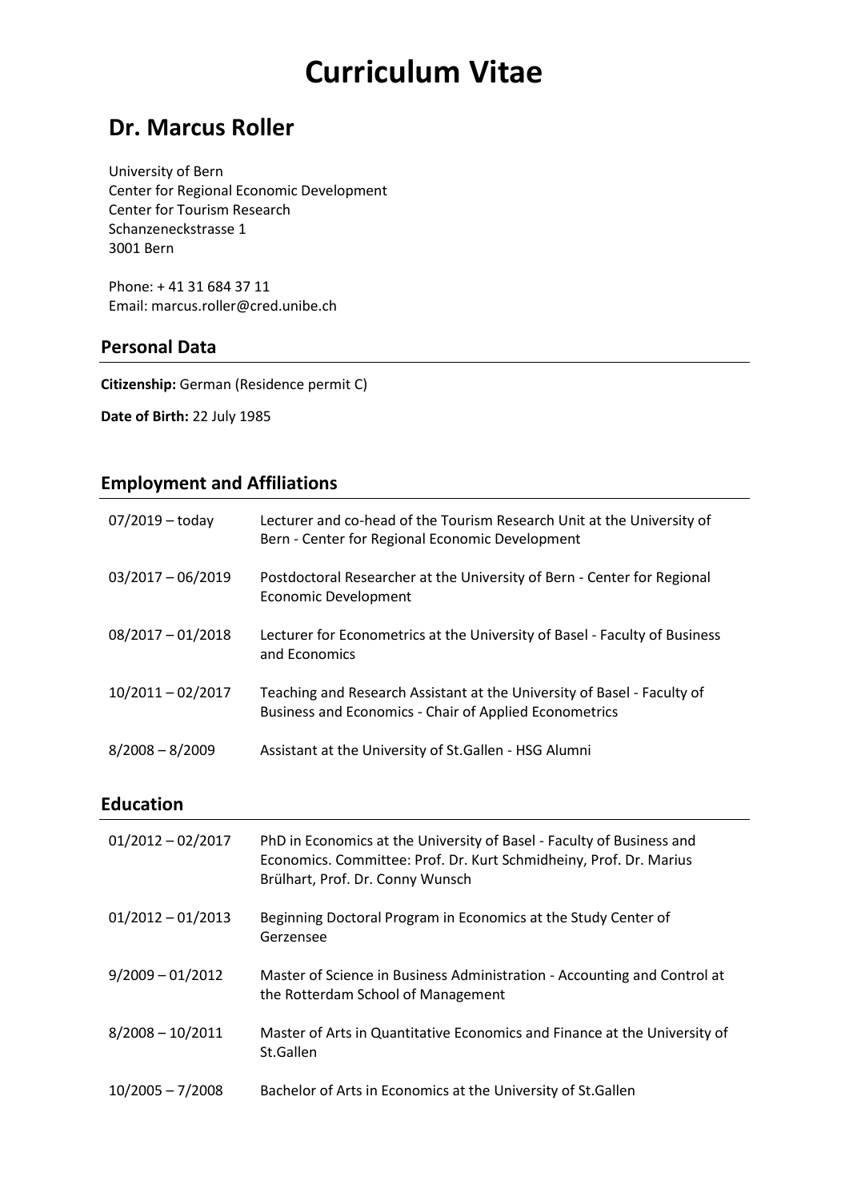# Curriculum Vitae

## Dr. Marcus Roller

University of Bern
Center for Regional Economic Development
Center for Tourism Research
Schanzeneckstrasse 1
3001 Bern

Phone: + 41 31 684 37 11
Email: marcus.roller@cred.unibe.ch

### Personal Data

**Citizenship:** German (Residence permit C)

**Date of Birth:** 22 July 1985

### Employment and Affiliations

| | |
|---|---|
| 07/2019 – today | Lecturer and co-head of the Tourism Research Unit at the University of Bern - Center for Regional Economic Development |
| 03/2017 – 06/2019 | Postdoctoral Researcher at the University of Bern - Center for Regional Economic Development |
| 08/2017 – 01/2018 | Lecturer for Econometrics at the University of Basel - Faculty of Business and Economics |
| 10/2011 – 02/2017 | Teaching and Research Assistant at the University of Basel - Faculty of Business and Economics - Chair of Applied Econometrics |
| 8/2008 – 8/2009 | Assistant at the University of St.Gallen - HSG Alumni |

### Education

| | |
|---|---|
| 01/2012 – 02/2017 | PhD in Economics at the University of Basel - Faculty of Business and Economics. Committee: Prof. Dr. Kurt Schmidheiny, Prof. Dr. Marius Brülhart, Prof. Dr. Conny Wunsch |
| 01/2012 – 01/2013 | Beginning Doctoral Program in Economics at the Study Center of Gerzensee |
| 9/2009 – 01/2012 | Master of Science in Business Administration - Accounting and Control at the Rotterdam School of Management |
| 8/2008 – 10/2011 | Master of Arts in Quantitative Economics and Finance at the University of St.Gallen |
| 10/2005 – 7/2008 | Bachelor of Arts in Economics at the University of St.Gallen |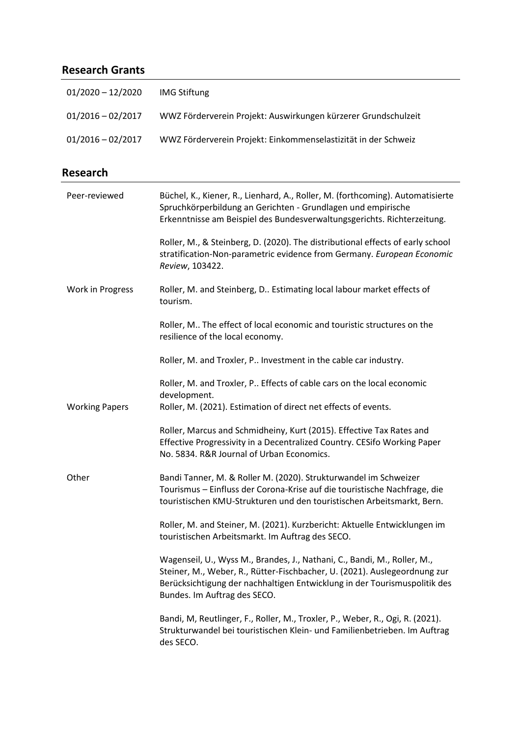## Research Grants

| | |
|---|---|
| 01/2020 – 12/2020 | IMG Stiftung |
| 01/2016 – 02/2017 | WWZ Förderverein Projekt: Auswirkungen kürzerer Grundschulzeit |
| 01/2016 – 02/2017 | WWZ Förderverein Projekt: Einkommenselastizität in der Schweiz |

## Research

**Peer-reviewed**

Büchel, K., Kiener, R., Lienhard, A., Roller, M. (forthcoming). Automatisierte Spruchkörperbildung an Gerichten - Grundlagen und empirische Erkenntnisse am Beispiel des Bundesverwaltungsgerichts. Richterzeitung.

Roller, M., & Steinberg, D. (2020). The distributional effects of early school stratification-Non-parametric evidence from Germany. *European Economic Review*, 103422.

**Work in Progress**

Roller, M. and Steinberg, D.. Estimating local labour market effects of tourism.

Roller, M.. The effect of local economic and touristic structures on the resilience of the local economy.

Roller, M. and Troxler, P.. Investment in the cable car industry.

Roller, M. and Troxler, P.. Effects of cable cars on the local economic development.

**Working Papers**

Roller, M. (2021). Estimation of direct net effects of events.

Roller, Marcus and Schmidheiny, Kurt (2015). Effective Tax Rates and Effective Progressivity in a Decentralized Country. CESifo Working Paper No. 5834. R&R Journal of Urban Economics.

**Other**

Bandi Tanner, M. & Roller M. (2020). Strukturwandel im Schweizer Tourismus – Einfluss der Corona-Krise auf die touristische Nachfrage, die touristischen KMU-Strukturen und den touristischen Arbeitsmarkt, Bern.

Roller, M. and Steiner, M. (2021). Kurzbericht: Aktuelle Entwicklungen im touristischen Arbeitsmarkt. Im Auftrag des SECO.

Wagenseil, U., Wyss M., Brandes, J., Nathani, C., Bandi, M., Roller, M., Steiner, M., Weber, R., Rütter-Fischbacher, U. (2021). Auslegeordnung zur Berücksichtigung der nachhaltigen Entwicklung in der Tourismuspolitik des Bundes. Im Auftrag des SECO.

Bandi, M, Reutlinger, F., Roller, M., Troxler, P., Weber, R., Ogi, R. (2021). Strukturwandel bei touristischen Klein- und Familienbetrieben. Im Auftrag des SECO.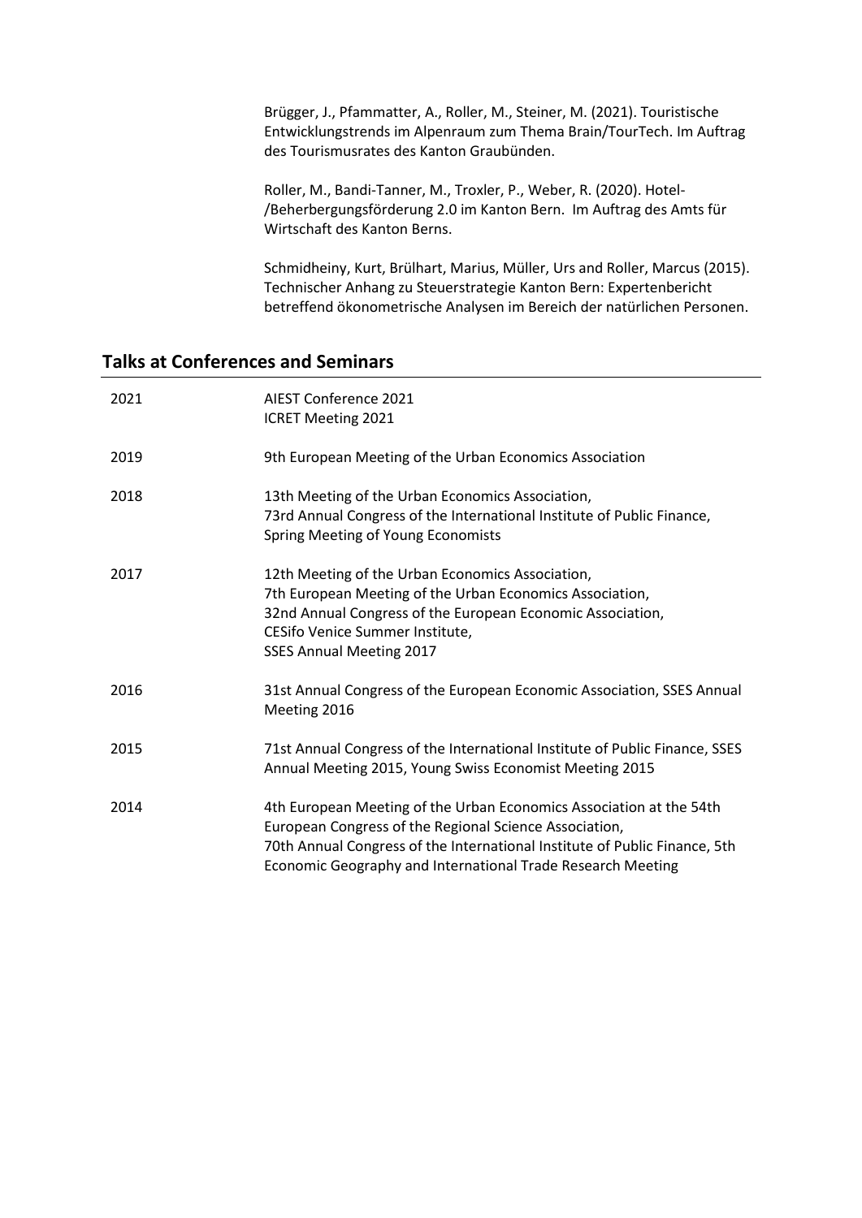Brügger, J., Pfammatter, A., Roller, M., Steiner, M. (2021). Touristische Entwicklungstrends im Alpenraum zum Thema Brain/TourTech. Im Auftrag des Tourismusrates des Kanton Graubünden.

Roller, M., Bandi-Tanner, M., Troxler, P., Weber, R. (2020). Hotel-/Beherbergungsförderung 2.0 im Kanton Bern. Im Auftrag des Amts für Wirtschaft des Kanton Berns.

Schmidheiny, Kurt, Brülhart, Marius, Müller, Urs and Roller, Marcus (2015). Technischer Anhang zu Steuerstrategie Kanton Bern: Expertenbericht betreffend ökonometrische Analysen im Bereich der natürlichen Personen.

## Talks at Conferences and Seminars

| | |
|---|---|
| 2021 | AIEST Conference 2021<br>ICRET Meeting 2021 |
| 2019 | 9th European Meeting of the Urban Economics Association |
| 2018 | 13th Meeting of the Urban Economics Association,<br>73rd Annual Congress of the International Institute of Public Finance,<br>Spring Meeting of Young Economists |
| 2017 | 12th Meeting of the Urban Economics Association,<br>7th European Meeting of the Urban Economics Association,<br>32nd Annual Congress of the European Economic Association,<br>CESifo Venice Summer Institute,<br>SSES Annual Meeting 2017 |
| 2016 | 31st Annual Congress of the European Economic Association, SSES Annual Meeting 2016 |
| 2015 | 71st Annual Congress of the International Institute of Public Finance, SSES Annual Meeting 2015, Young Swiss Economist Meeting 2015 |
| 2014 | 4th European Meeting of the Urban Economics Association at the 54th European Congress of the Regional Science Association,<br>70th Annual Congress of the International Institute of Public Finance, 5th Economic Geography and International Trade Research Meeting |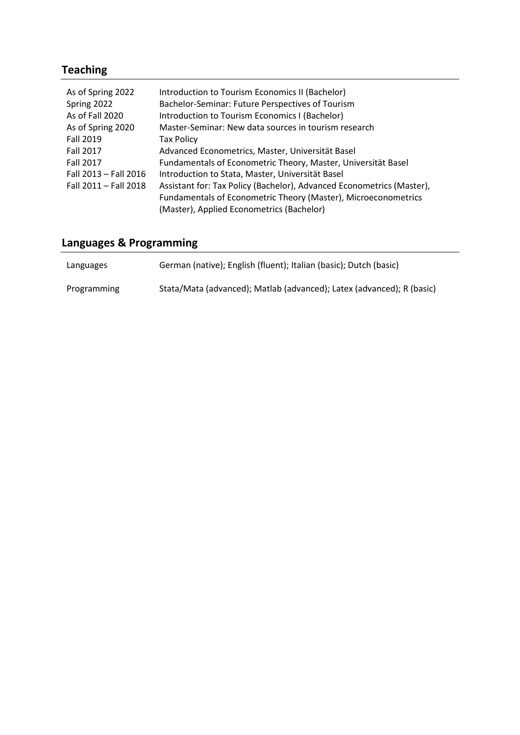## Teaching

| | |
|---|---|
| As of Spring 2022 | Introduction to Tourism Economics II (Bachelor) |
| Spring 2022 | Bachelor-Seminar: Future Perspectives of Tourism |
| As of Fall 2020 | Introduction to Tourism Economics I (Bachelor) |
| As of Spring 2020 | Master-Seminar: New data sources in tourism research |
| Fall 2019 | Tax Policy |
| Fall 2017 | Advanced Econometrics, Master, Universität Basel |
| Fall 2017 | Fundamentals of Econometric Theory, Master, Universität Basel |
| Fall 2013 – Fall 2016 | Introduction to Stata, Master, Universität Basel |
| Fall 2011 – Fall 2018 | Assistant for: Tax Policy (Bachelor), Advanced Econometrics (Master), Fundamentals of Econometric Theory (Master), Microeconometrics (Master), Applied Econometrics (Bachelor) |

## Languages & Programming

| | |
|---|---|
| Languages | German (native); English (fluent); Italian (basic); Dutch (basic) |
| Programming | Stata/Mata (advanced); Matlab (advanced); Latex (advanced); R (basic) |